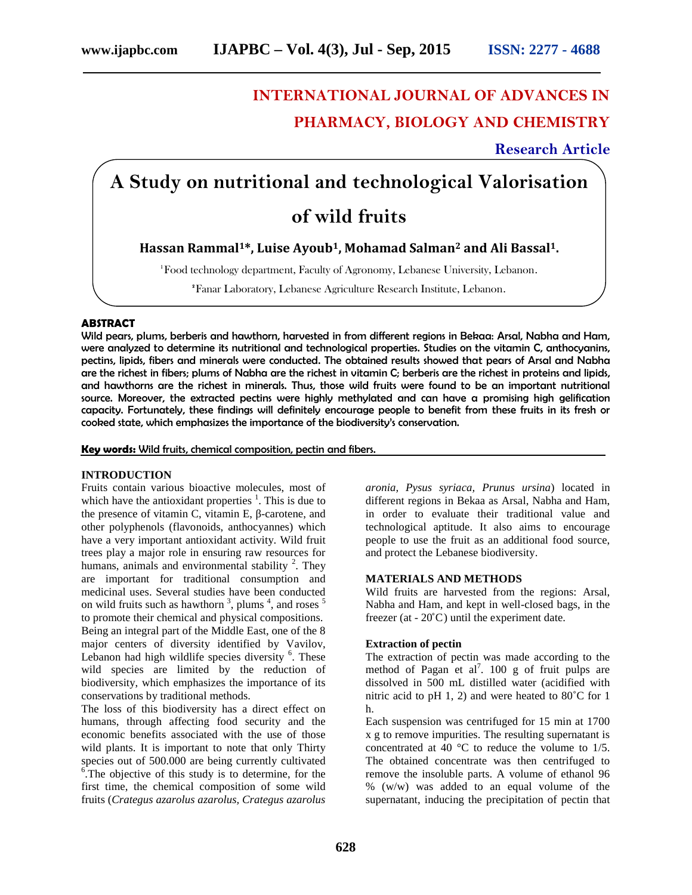# INTERNATIONAL JOURNAL OF ADVANCES IN PHARMACY, BIOLOGY AND CHEMISTRY

**Research Article**

# A Study on nutritional and technological Valorisation of wild fruits

**Hassan Rammal[1]*, Luise Ayoub[1], Mohamad Salman[2] and Ali Bassal[1].**

[1]Food technology department, Faculty of Agronomy, Lebanese University, Lebanon.

[2]Fanar Laboratory, Lebanese Agriculture Research Institute, Lebanon.

## ABSTRACT

Wild pears, plums, berberis and hawthorn, harvested in from different regions in Bekaa: Arsal, Nabha and Ham, were analyzed to determine its nutritional and technological properties. Studies on the vitamin C, anthocyanins, pectins, lipids, fibers and minerals were conducted. The obtained results showed that pears of Arsal and Nabha are the richest in fibers; plums of Nabha are the richest in vitamin C; berberis are the richest in proteins and lipids, and hawthorns are the richest in minerals. Thus, those wild fruits were found to be an important nutritional source. Moreover, the extracted pectins were highly methylated and can have a promising high gelification capacity. Fortunately, these findings will definitely encourage people to benefit from these fruits in its fresh or cooked state, which emphasizes the importance of the biodiversity's conservation.

**Key words:** Wild fruits, chemical composition, pectin and fibers.

## INTRODUCTION

Fruits contain various bioactive molecules, most of which have the antioxidant properties [1]. This is due to the presence of vitamin C, vitamin E, β-carotene, and other polyphenols (flavonoids, anthocyannes) which have a very important antioxidant activity. Wild fruit trees play a major role in ensuring raw resources for humans, animals and environmental stability [2]. They are important for traditional consumption and medicinal uses. Several studies have been conducted on wild fruits such as hawthorn [3], plums [4], and roses [5] to promote their chemical and physical compositions.

Being an integral part of the Middle East, one of the 8 major centers of diversity identified by Vavilov, Lebanon had high wildlife species diversity [6]. These wild species are limited by the reduction of biodiversity, which emphasizes the importance of its conservations by traditional methods.

The loss of this biodiversity has a direct effect on humans, through affecting food security and the economic benefits associated with the use of those wild plants. It is important to note that only Thirty species out of 500.000 are being currently cultivated [6]. The objective of this study is to determine, for the first time, the chemical composition of some wild fruits (*Crategus azarolus azarolus, Crategus azarolus aronia, Pysus syriaca, Prunus ursina*) located in different regions in Bekaa as Arsal, Nabha and Ham, in order to evaluate their traditional value and technological aptitude. It also aims to encourage people to use the fruit as an additional food source, and protect the Lebanese biodiversity.

## MATERIALS AND METHODS

Wild fruits are harvested from the regions: Arsal, Nabha and Ham, and kept in well-closed bags, in the freezer (at - 20°C) until the experiment date.

### Extraction of pectin

The extraction of pectin was made according to the method of Pagan et al[7]. 100 g of fruit pulps are dissolved in 500 mL distilled water (acidified with nitric acid to pH 1, 2) and were heated to 80°C for 1 h.

Each suspension was centrifuged for 15 min at 1700 x g to remove impurities. The resulting supernatant is concentrated at 40 °C to reduce the volume to 1/5. The obtained concentrate was then centrifuged to remove the insoluble parts. A volume of ethanol 96 % (w/w) was added to an equal volume of the supernatant, inducing the precipitation of pectin that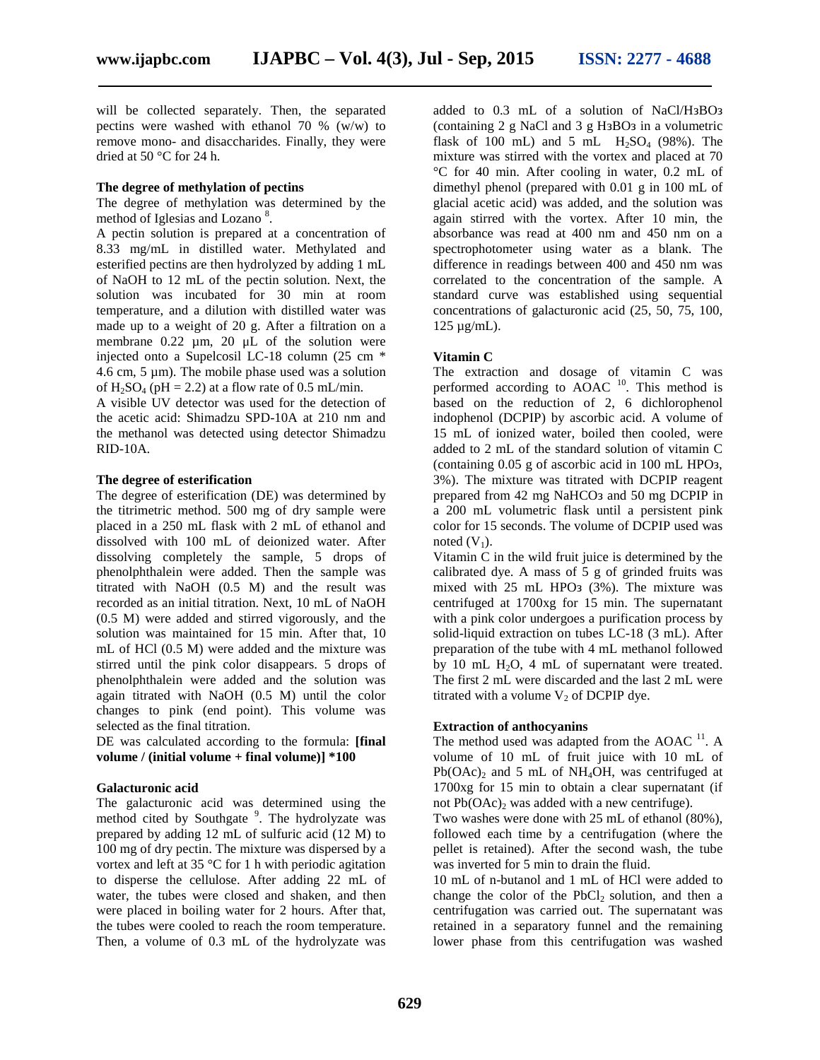will be collected separately. Then, the separated pectins were washed with ethanol 70 % (w/w) to remove mono- and disaccharides. Finally, they were dried at 50 °C for 24 h.

### The degree of methylation of pectins

The degree of methylation was determined by the method of Iglesias and Lozano [8].

A pectin solution is prepared at a concentration of 8.33 mg/mL in distilled water. Methylated and esterified pectins are then hydrolyzed by adding 1 mL of NaOH to 12 mL of the pectin solution. Next, the solution was incubated for 30 min at room temperature, and a dilution with distilled water was made up to a weight of 20 g. After a filtration on a membrane 0.22 µm, 20 µL of the solution were injected onto a Supelcosil LC-18 column (25 cm * 4.6 cm, 5 µm). The mobile phase used was a solution of $H_2SO_4$ (pH = 2.2) at a flow rate of 0.5 mL/min.

A visible UV detector was used for the detection of the acetic acid: Shimadzu SPD-10A at 210 nm and the methanol was detected using detector Shimadzu RID-10A.

### The degree of esterification

The degree of esterification (DE) was determined by the titrimetric method. 500 mg of dry sample were placed in a 250 mL flask with 2 mL of ethanol and dissolved with 100 mL of deionized water. After dissolving completely the sample, 5 drops of phenolphthalein were added. Then the sample was titrated with NaOH (0.5 M) and the result was recorded as an initial titration. Next, 10 mL of NaOH (0.5 M) were added and stirred vigorously, and the solution was maintained for 15 min. After that, 10 mL of HCl (0.5 M) were added and the mixture was stirred until the pink color disappears. 5 drops of phenolphthalein were added and the solution was again titrated with NaOH (0.5 M) until the color changes to pink (end point). This volume was selected as the final titration.

DE was calculated according to the formula: **[final volume / (initial volume + final volume)] *100**

### Galacturonic acid

The galacturonic acid was determined using the method cited by Southgate [9]. The hydrolyzate was prepared by adding 12 mL of sulfuric acid (12 M) to 100 mg of dry pectin. The mixture was dispersed by a vortex and left at 35 °C for 1 h with periodic agitation to disperse the cellulose. After adding 22 mL of water, the tubes were closed and shaken, and then were placed in boiling water for 2 hours. After that, the tubes were cooled to reach the room temperature. Then, a volume of 0.3 mL of the hydrolyzate was added to 0.3 mL of a solution of $NaCl/H_3BO_3$ (containing 2 g NaCl and 3 g $H_3BO_3$ in a volumetric flask of 100 mL) and 5 mL $H_2SO_4$ (98%). The mixture was stirred with the vortex and placed at 70 °C for 40 min. After cooling in water, 0.2 mL of dimethyl phenol (prepared with 0.01 g in 100 mL of glacial acetic acid) was added, and the solution was again stirred with the vortex. After 10 min, the absorbance was read at 400 nm and 450 nm on a spectrophotometer using water as a blank. The difference in readings between 400 and 450 nm was correlated to the concentration of the sample. A standard curve was established using sequential concentrations of galacturonic acid (25, 50, 75, 100, 125 µg/mL).

### Vitamin C

The extraction and dosage of vitamin C was performed according to AOAC [10]. This method is based on the reduction of 2, 6 dichlorophenol indophenol (DCPIP) by ascorbic acid. A volume of 15 mL of ionized water, boiled then cooled, were added to 2 mL of the standard solution of vitamin C (containing 0.05 g of ascorbic acid in 100 mL $HPO_3$, 3%). The mixture was titrated with DCPIP reagent prepared from 42 mg $NaHCO_3$ and 50 mg DCPIP in a 200 mL volumetric flask until a persistent pink color for 15 seconds. The volume of DCPIP used was noted ($V_1$).

Vitamin C in the wild fruit juice is determined by the calibrated dye. A mass of 5 g of grinded fruits was mixed with 25 mL $HPO_3$ (3%). The mixture was centrifuged at 1700xg for 15 min. The supernatant with a pink color undergoes a purification process by solid-liquid extraction on tubes LC-18 (3 mL). After preparation of the tube with 4 mL methanol followed by 10 mL $H_2O$, 4 mL of supernatant were treated. The first 2 mL were discarded and the last 2 mL were titrated with a volume $V_2$ of DCPIP dye.

### Extraction of anthocyanins

The method used was adapted from the AOAC [11]. A volume of 10 mL of fruit juice with 10 mL of $Pb(OAc)_2$ and 5 mL of $NH_4OH$, was centrifuged at 1700xg for 15 min to obtain a clear supernatant (if not $Pb(OAc)_2$ was added with a new centrifuge).

Two washes were done with 25 mL of ethanol (80%), followed each time by a centrifugation (where the pellet is retained). After the second wash, the tube was inverted for 5 min to drain the fluid.

10 mL of n-butanol and 1 mL of HCl were added to change the color of the $PbCl_2$ solution, and then a centrifugation was carried out. The supernatant was retained in a separatory funnel and the remaining lower phase from this centrifugation was washed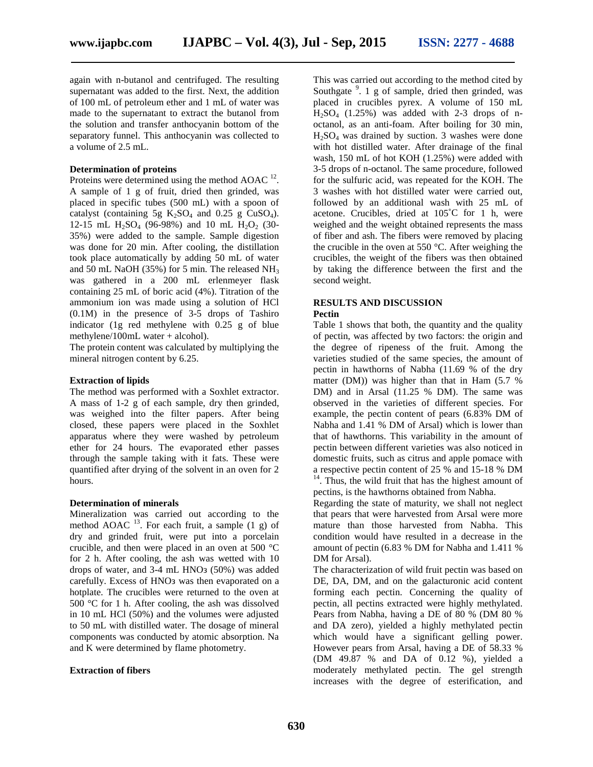again with n-butanol and centrifuged. The resulting supernatant was added to the first. Next, the addition of 100 mL of petroleum ether and 1 mL of water was made to the supernatant to extract the butanol from the solution and transfer anthocyanin bottom of the separatory funnel. This anthocyanin was collected to a volume of 2.5 mL.

#### Determination of proteins

Proteins were determined using the method AOAC [12]. A sample of 1 g of fruit, dried then grinded, was placed in specific tubes (500 mL) with a spoon of catalyst (containing 5g $K_2SO_4$ and 0.25 g $CuSO_4$). 12-15 mL $H_2SO_4$ (96-98%) and 10 mL $H_2O_2$ (30-35%) were added to the sample. Sample digestion was done for 20 min. After cooling, the distillation took place automatically by adding 50 mL of water and 50 mL NaOH (35%) for 5 min. The released $NH_3$ was gathered in a 200 mL erlenmeyer flask containing 25 mL of boric acid (4%). Titration of the ammonium ion was made using a solution of HCl (0.1M) in the presence of 3-5 drops of Tashiro indicator (1g red methylene with 0.25 g of blue methylene/100mL water + alcohol).

The protein content was calculated by multiplying the mineral nitrogen content by 6.25.

#### Extraction of lipids

The method was performed with a Soxhlet extractor. A mass of 1-2 g of each sample, dry then grinded, was weighed into the filter papers. After being closed, these papers were placed in the Soxhlet apparatus where they were washed by petroleum ether for 24 hours. The evaporated ether passes through the sample taking with it fats. These were quantified after drying of the solvent in an oven for 2 hours.

#### Determination of minerals

Mineralization was carried out according to the method AOAC [13]. For each fruit, a sample (1 g) of dry and grinded fruit, were put into a porcelain crucible, and then were placed in an oven at 500 °C for 2 h. After cooling, the ash was wetted with 10 drops of water, and 3-4 mL $HNO_3$ (50%) was added carefully. Excess of $HNO_3$ was then evaporated on a hotplate. The crucibles were returned to the oven at 500 °C for 1 h. After cooling, the ash was dissolved in 10 mL HCl (50%) and the volumes were adjusted to 50 mL with distilled water. The dosage of mineral components was conducted by atomic absorption. Na and K were determined by flame photometry.

#### Extraction of fibers

This was carried out according to the method cited by Southgate [9]. 1 g of sample, dried then grinded, was placed in crucibles pyrex. A volume of 150 mL $H_2SO_4$ (1.25%) was added with 2-3 drops of n-octanol, as an anti-foam. After boiling for 30 min, $H_2SO_4$ was drained by suction. 3 washes were done with hot distilled water. After drainage of the final wash, 150 mL of hot KOH (1.25%) were added with 3-5 drops of n-octanol. The same procedure, followed for the sulfuric acid, was repeated for the KOH. The 3 washes with hot distilled water were carried out, followed by an additional wash with 25 mL of acetone. Crucibles, dried at 105˚C for 1 h, were weighed and the weight obtained represents the mass of fiber and ash. The fibers were removed by placing the crucible in the oven at 550 °C. After weighing the crucibles, the weight of the fibers was then obtained by taking the difference between the first and the second weight.

## RESULTS AND DISCUSSION

#### Pectin

Table 1 shows that both, the quantity and the quality of pectin, was affected by two factors: the origin and the degree of ripeness of the fruit. Among the varieties studied of the same species, the amount of pectin in hawthorns of Nabha (11.69 % of the dry matter (DM)) was higher than that in Ham (5.7 % DM) and in Arsal (11.25 % DM). The same was observed in the varieties of different species. For example, the pectin content of pears (6.83% DM of Nabha and 1.41 % DM of Arsal) which is lower than that of hawthorns. This variability in the amount of pectin between different varieties was also noticed in domestic fruits, such as citrus and apple pomace with a respective pectin content of 25 % and 15-18 % DM [14]. Thus, the wild fruit that has the highest amount of pectins, is the hawthorns obtained from Nabha.

Regarding the state of maturity, we shall not neglect that pears that were harvested from Arsal were more mature than those harvested from Nabha. This condition would have resulted in a decrease in the amount of pectin (6.83 % DM for Nabha and 1.411 % DM for Arsal).

The characterization of wild fruit pectin was based on DE, DA, DM, and on the galacturonic acid content forming each pectin. Concerning the quality of pectin, all pectins extracted were highly methylated. Pears from Nabha, having a DE of 80 % (DM 80 % and DA zero), yielded a highly methylated pectin which would have a significant gelling power. However pears from Arsal, having a DE of 58.33 % (DM 49.87 % and DA of 0.12 %), yielded a moderately methylated pectin. The gel strength increases with the degree of esterification, and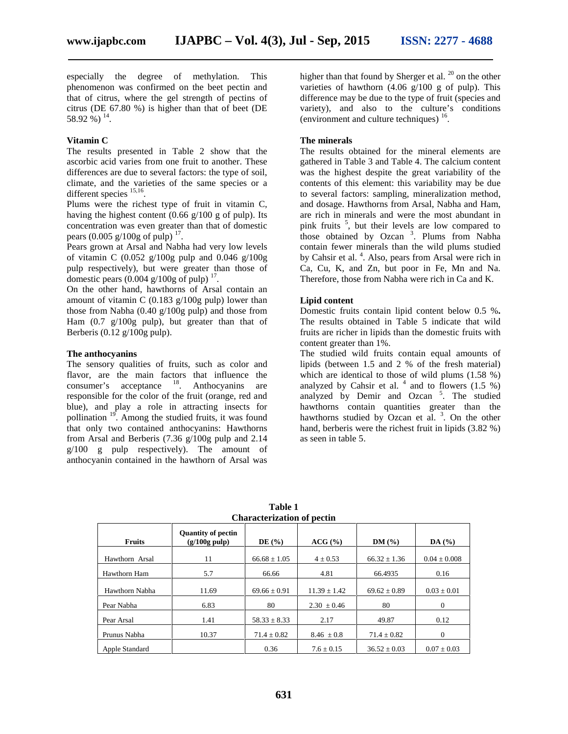especially the degree of methylation. This phenomenon was confirmed on the beet pectin and that of citrus, where the gel strength of pectins of citrus (DE 67.80 %) is higher than that of beet (DE 58.92 %) [14].

### Vitamin C

The results presented in Table 2 show that the ascorbic acid varies from one fruit to another. These differences are due to several factors: the type of soil, climate, and the varieties of the same species or a different species [15,16].

Plums were the richest type of fruit in vitamin C, having the highest content (0.66 g/100 g of pulp). Its concentration was even greater than that of domestic pears (0.005 g/100g of pulp) [17].

Pears grown at Arsal and Nabha had very low levels of vitamin C (0.052 g/100g pulp and 0.046 g/100g pulp respectively), but were greater than those of domestic pears (0.004 g/100g of pulp) [17].

On the other hand, hawthorns of Arsal contain an amount of vitamin C (0.183 g/100g pulp) lower than those from Nabha (0.40 g/100g pulp) and those from Ham (0.7 g/100g pulp), but greater than that of Berberis (0.12 g/100g pulp).

### The anthocyanins

The sensory qualities of fruits, such as color and flavor, are the main factors that influence the consumer's acceptance [18]. Anthocyanins are responsible for the color of the fruit (orange, red and blue), and play a role in attracting insects for pollination [19]. Among the studied fruits, it was found that only two contained anthocyanins: Hawthorns from Arsal and Berberis (7.36 g/100g pulp and 2.14 g/100 g pulp respectively). The amount of anthocyanin contained in the hawthorn of Arsal was higher than that found by Sherger et al. [20] on the other varieties of hawthorn (4.06 g/100 g of pulp). This difference may be due to the type of fruit (species and variety), and also to the culture's conditions (environment and culture techniques) [16].

### The minerals

The results obtained for the mineral elements are gathered in Table 3 and Table 4. The calcium content was the highest despite the great variability of the contents of this element: this variability may be due to several factors: sampling, mineralization method, and dosage. Hawthorns from Arsal, Nabha and Ham, are rich in minerals and were the most abundant in pink fruits [5], but their levels are low compared to those obtained by Ozcan [3]. Plums from Nabha contain fewer minerals than the wild plums studied by Cahsir et al. [4]. Also, pears from Arsal were rich in Ca, Cu, K, and Zn, but poor in Fe, Mn and Na. Therefore, those from Nabha were rich in Ca and K.

### Lipid content

Domestic fruits contain lipid content below 0.5 %**.** The results obtained in Table 5 indicate that wild fruits are richer in lipids than the domestic fruits with content greater than 1%.

The studied wild fruits contain equal amounts of lipids (between 1.5 and 2 % of the fresh material) which are identical to those of wild plums (1.58 %) analyzed by Cahsir et al. [4] and to flowers (1.5 %) analyzed by Demir and Ozcan [5]. The studied hawthorns contain quantities greater than the hawthorns studied by Ozcan et al. [3]. On the other hand, berberis were the richest fruit in lipids (3.82 %) as seen in table 5.

**Table 1**
**Characterization of pectin**

| Fruits | Quantity of pectin (g/100g pulp) | DE (%) | ACG (%) | DM (%) | DA (%) |
|---|---|---|---|---|---|
| Hawthorn Arsal | 11 | 66.68 ± 1.05 | 4 ± 0.53 | 66.32 ± 1.36 | 0.04 ± 0.008 |
| Hawthorn Ham | 5.7 | 66.66 | 4.81 | 66.4935 | 0.16 |
| Hawthorn Nabha | 11.69 | 69.66 ± 0.91 | 11.39 ± 1.42 | 69.62 ± 0.89 | 0.03 ± 0.01 |
| Pear Nabha | 6.83 | 80 | 2.30 ± 0.46 | 80 | 0 |
| Pear Arsal | 1.41 | 58.33 ± 8.33 | 2.17 | 49.87 | 0.12 |
| Prunus Nabha | 10.37 | 71.4 ± 0.82 | 8.46 ± 0.8 | 71.4 ± 0.82 | 0 |
| Apple Standard | | 0.36 | 7.6 ± 0.15 | 36.52 ± 0.03 | 0.07 ± 0.03 |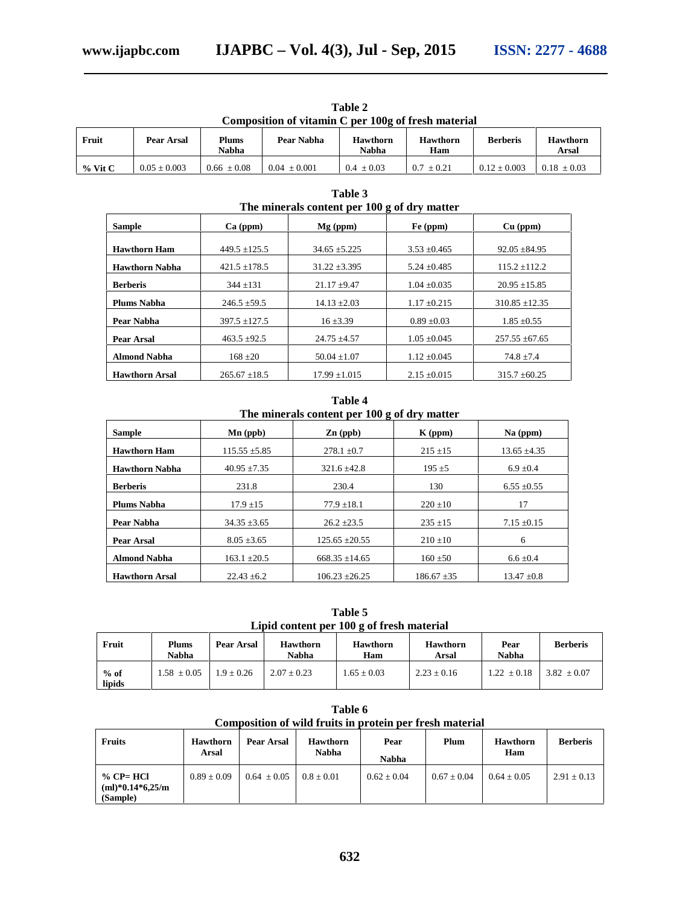**Table 2**
**Composition of vitamin C per 100g of fresh material**

| Fruit | Pear Arsal | Plums Nabha | Pear Nabha | Hawthorn Nabha | Hawthorn Ham | Berberis | Hawthorn Arsal |
|---|---|---|---|---|---|---|---|
| % Vit C | 0.05 ± 0.003 | 0.66 ± 0.08 | 0.04 ± 0.001 | 0.4 ± 0.03 | 0.7 ± 0.21 | 0.12 ± 0.003 | 0.18 ± 0.03 |

**Table 3**
**The minerals content per 100 g of dry matter**

| Sample | Ca (ppm) | Mg (ppm) | Fe (ppm) | Cu (ppm) |
|---|---|---|---|---|
| Hawthorn Ham | 449.5 ±125.5 | 34.65 ±5.225 | 3.53 ±0.465 | 92.05 ±84.95 |
| Hawthorn Nabha | 421.5 ±178.5 | 31.22 ±3.395 | 5.24 ±0.485 | 115.2 ±112.2 |
| Berberis | 344 ±131 | 21.17 ±9.47 | 1.04 ±0.035 | 20.95 ±15.85 |
| Plums Nabha | 246.5 ±59.5 | 14.13 ±2.03 | 1.17 ±0.215 | 310.85 ±12.35 |
| Pear Nabha | 397.5 ±127.5 | 16 ±3.39 | 0.89 ±0.03 | 1.85 ±0.55 |
| Pear Arsal | 463.5 ±92.5 | 24.75 ±4.57 | 1.05 ±0.045 | 257.55 ±67.65 |
| Almond Nabha | 168 ±20 | 50.04 ±1.07 | 1.12 ±0.045 | 74.8 ±7.4 |
| Hawthorn Arsal | 265.67 ±18.5 | 17.99 ±1.015 | 2.15 ±0.015 | 315.7 ±60.25 |

**Table 4**
**The minerals content per 100 g of dry matter**

| Sample | Mn (ppb) | Zn (ppb) | K (ppm) | Na (ppm) |
|---|---|---|---|---|
| Hawthorn Ham | 115.55 ±5.85 | 278.1 ±0.7 | 215 ±15 | 13.65 ±4.35 |
| Hawthorn Nabha | 40.95 ±7.35 | 321.6 ±42.8 | 195 ±5 | 6.9 ±0.4 |
| Berberis | 231.8 | 230.4 | 130 | 6.55 ±0.55 |
| Plums Nabha | 17.9 ±15 | 77.9 ±18.1 | 220 ±10 | 17 |
| Pear Nabha | 34.35 ±3.65 | 26.2 ±23.5 | 235 ±15 | 7.15 ±0.15 |
| Pear Arsal | 8.05 ±3.65 | 125.65 ±20.55 | 210 ±10 | 6 |
| Almond Nabha | 163.1 ±20.5 | 668.35 ±14.65 | 160 ±50 | 6.6 ±0.4 |
| Hawthorn Arsal | 22.43 ±6.2 | 106.23 ±26.25 | 186.67 ±35 | 13.47 ±0.8 |

**Table 5**
**Lipid content per 100 g of fresh material**

| Fruit | Plums Nabha | Pear Arsal | Hawthorn Nabha | Hawthorn Ham | Hawthorn Arsal | Pear Nabha | Berberis |
|---|---|---|---|---|---|---|---|
| % of lipids | 1.58 ± 0.05 | 1.9 ± 0.26 | 2.07 ± 0.23 | 1.65 ± 0.03 | 2.23 ± 0.16 | 1.22 ± 0.18 | 3.82 ± 0.07 |

**Table 6**
**Composition of wild fruits in protein per fresh material**

| Fruits | Hawthorn Arsal | Pear Arsal | Hawthorn Nabha | Pear Nabha | Plum | Hawthorn Ham | Berberis |
|---|---|---|---|---|---|---|---|
| % CP= HCl (ml)*0.14*6,25/m (Sample) | 0.89 ± 0.09 | 0.64 ± 0.05 | 0.8 ± 0.01 | 0.62 ± 0.04 | 0.67 ± 0.04 | 0.64 ± 0.05 | 2.91 ± 0.13 |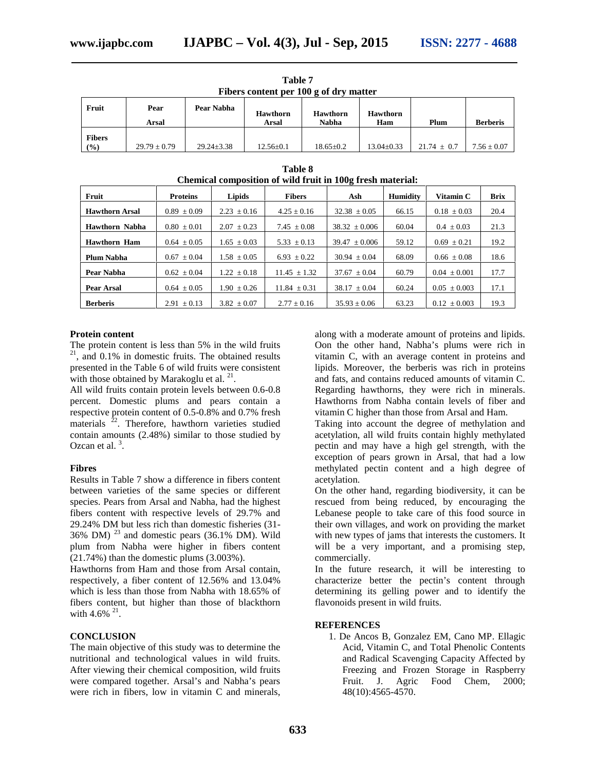**Table 7**
**Fibers content per 100 g of dry matter**

| Fruit | Pear Arsal | Pear Nabha | Hawthorn Arsal | Hawthorn Nabha | Hawthorn Ham | Plum | Berberis |
|---|---|---|---|---|---|---|---|
| Fibers (%) | 29.79 ± 0.79 | 29.24±3.38 | 12.56±0.1 | 18.65±0.2 | 13.04±0.33 | 21.74 ± 0.7 | 7.56 ± 0.07 |

**Table 8**
**Chemical composition of wild fruit in 100g fresh material:**

| Fruit | Proteins | Lipids | Fibers | Ash | Humidity | Vitamin C | Brix |
|---|---|---|---|---|---|---|---|
| **Hawthorn Arsal** | 0.89 ± 0.09 | 2.23 ± 0.16 | 4.25 ± 0.16 | 32.38 ± 0.05 | 66.15 | 0.18 ± 0.03 | 20.4 |
| **Hawthorn Nabha** | 0.80 ± 0.01 | 2.07 ± 0.23 | 7.45 ± 0.08 | 38.32 ± 0.006 | 60.04 | 0.4 ± 0.03 | 21.3 |
| **Hawthorn Ham** | 0.64 ± 0.05 | 1.65 ± 0.03 | 5.33 ± 0.13 | 39.47 ± 0.006 | 59.12 | 0.69 ± 0.21 | 19.2 |
| **Plum Nabha** | 0.67 ± 0.04 | 1.58 ± 0.05 | 6.93 ± 0.22 | 30.94 ± 0.04 | 68.09 | 0.66 ± 0.08 | 18.6 |
| **Pear Nabha** | 0.62 ± 0.04 | 1.22 ± 0.18 | 11.45 ± 1.32 | 37.67 ± 0.04 | 60.79 | 0.04 ± 0.001 | 17.7 |
| **Pear Arsal** | 0.64 ± 0.05 | 1.90 ± 0.26 | 11.84 ± 0.31 | 38.17 ± 0.04 | 60.24 | 0.05 ± 0.003 | 17.1 |
| **Berberis** | 2.91 ± 0.13 | 3.82 ± 0.07 | 2.77 ± 0.16 | 35.93 ± 0.06 | 63.23 | 0.12 ± 0.003 | 19.3 |

### Protein content

The protein content is less than 5% in the wild fruits [21], and 0.1% in domestic fruits. The obtained results presented in the Table 6 of wild fruits were consistent with those obtained by Marakoglu et al. [21].

All wild fruits contain protein levels between 0.6-0.8 percent. Domestic plums and pears contain a respective protein content of 0.5-0.8% and 0.7% fresh materials [22]. Therefore, hawthorn varieties studied contain amounts (2.48%) similar to those studied by Ozcan et al. [3].

### Fibres

Results in Table 7 show a difference in fibers content between varieties of the same species or different species. Pears from Arsal and Nabha, had the highest fibers content with respective levels of 29.7% and 29.24% DM but less rich than domestic fisheries (31-36% DM) [23] and domestic pears (36.1% DM). Wild plum from Nabha were higher in fibers content (21.74%) than the domestic plums (3.003%).

Hawthorns from Ham and those from Arsal contain, respectively, a fiber content of 12.56% and 13.04% which is less than those from Nabha with 18.65% of fibers content, but higher than those of blackthorn with 4.6% [21].

### CONCLUSION

The main objective of this study was to determine the nutritional and technological values in wild fruits. After viewing their chemical composition, wild fruits were compared together. Arsal's and Nabha's pears were rich in fibers, low in vitamin C and minerals, along with a moderate amount of proteins and lipids. Oon the other hand, Nabha's plums were rich in vitamin C, with an average content in proteins and lipids. Moreover, the berberis was rich in proteins and fats, and contains reduced amounts of vitamin C. Regarding hawthorns, they were rich in minerals. Hawthorns from Nabha contain levels of fiber and vitamin C higher than those from Arsal and Ham.

Taking into account the degree of methylation and acetylation, all wild fruits contain highly methylated pectin and may have a high gel strength, with the exception of pears grown in Arsal, that had a low methylated pectin content and a high degree of acetylation.

On the other hand, regarding biodiversity, it can be rescued from being reduced, by encouraging the Lebanese people to take care of this food source in their own villages, and work on providing the market with new types of jams that interests the customers. It will be a very important, and a promising step, commercially.

In the future research, it will be interesting to characterize better the pectin's content through determining its gelling power and to identify the flavonoids present in wild fruits.

### REFERENCES

1. De Ancos B, Gonzalez EM, Cano MP. Ellagic Acid, Vitamin C, and Total Phenolic Contents and Radical Scavenging Capacity Affected by Freezing and Frozen Storage in Raspberry Fruit. J. Agric Food Chem, 2000; 48(10):4565-4570.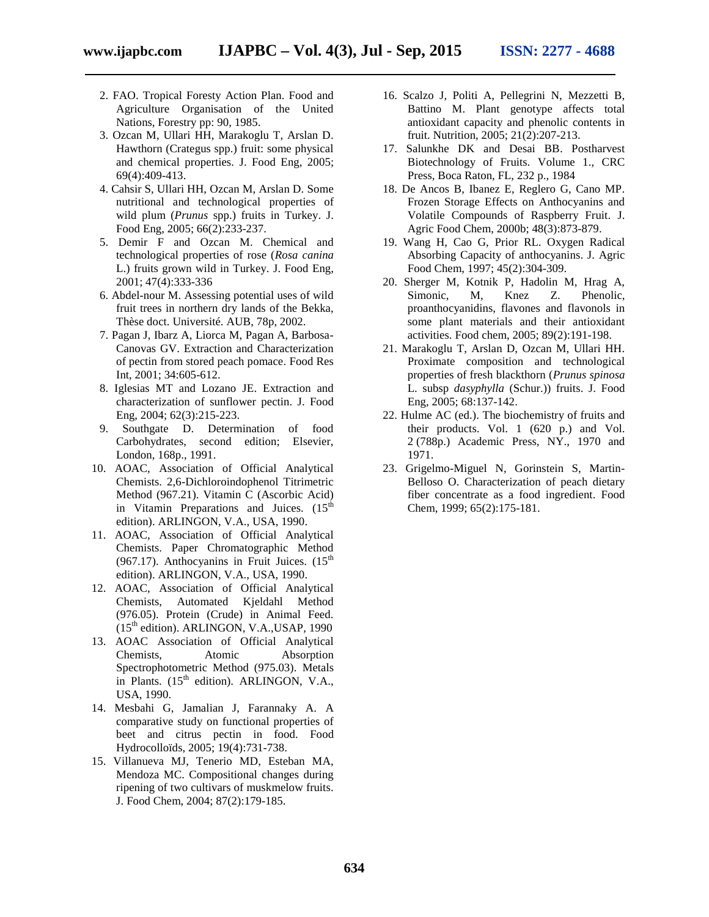2. FAO. Tropical Foresty Action Plan. Food and Agriculture Organisation of the United Nations, Forestry pp: 90, 1985.
3. Ozcan M, Ullari HH, Marakoglu T, Arslan D. Hawthorn (Crategus spp.) fruit: some physical and chemical properties. J. Food Eng, 2005; 69(4):409-413.
4. Cahsir S, Ullari HH, Ozcan M, Arslan D. Some nutritional and technological properties of wild plum (*Prunus* spp.) fruits in Turkey. J. Food Eng, 2005; 66(2):233-237.
5. Demir F and Ozcan M. Chemical and technological properties of rose (*Rosa canina* L.) fruits grown wild in Turkey. J. Food Eng, 2001; 47(4):333-336
6. Abdel-nour M. Assessing potential uses of wild fruit trees in northern dry lands of the Bekka, Thèse doct. Université. AUB, 78p, 2002.
7. Pagan J, Ibarz A, Liorca M, Pagan A, Barbosa-Canovas GV. Extraction and Characterization of pectin from stored peach pomace. Food Res Int, 2001; 34:605-612.
8. Iglesias MT and Lozano JE. Extraction and characterization of sunflower pectin. J. Food Eng, 2004; 62(3):215-223.
9. Southgate D. Determination of food Carbohydrates, second edition; Elsevier, London, 168p., 1991.
10. AOAC, Association of Official Analytical Chemists. 2,6-Dichloroindophenol Titrimetric Method (967.21). Vitamin C (Ascorbic Acid) in Vitamin Preparations and Juices. (15th edition). ARLINGON, V.A., USA, 1990.
11. AOAC, Association of Official Analytical Chemists. Paper Chromatographic Method (967.17). Anthocyanins in Fruit Juices. (15th edition). ARLINGON, V.A., USA, 1990.
12. AOAC, Association of Official Analytical Chemists, Automated Kjeldahl Method (976.05). Protein (Crude) in Animal Feed. (15th edition). ARLINGON, V.A.,USAP, 1990
13. AOAC Association of Official Analytical Chemists, Atomic Absorption Spectrophotometric Method (975.03). Metals in Plants. (15th edition). ARLINGON, V.A., USA, 1990.
14. Mesbahi G, Jamalian J, Farannaky A. A comparative study on functional properties of beet and citrus pectin in food. Food Hydrocolloïds, 2005; 19(4):731-738.
15. Villanueva MJ, Tenerio MD, Esteban MA, Mendoza MC. Compositional changes during ripening of two cultivars of muskmelow fruits. J. Food Chem, 2004; 87(2):179-185.
16. Scalzo J, Politi A, Pellegrini N, Mezzetti B, Battino M. Plant genotype affects total antioxidant capacity and phenolic contents in fruit. Nutrition, 2005; 21(2):207-213.
17. Salunkhe DK and Desai BB. Postharvest Biotechnology of Fruits. Volume 1., CRC Press, Boca Raton, FL, 232 p., 1984
18. De Ancos B, Ibanez E, Reglero G, Cano MP. Frozen Storage Effects on Anthocyanins and Volatile Compounds of Raspberry Fruit. J. Agric Food Chem, 2000b; 48(3):873-879.
19. Wang H, Cao G, Prior RL. Oxygen Radical Absorbing Capacity of anthocyanins. J. Agric Food Chem, 1997; 45(2):304-309.
20. Sherger M, Kotnik P, Hadolin M, Hrag A, Simonic, M, Knez Z. Phenolic, proanthocyanidins, flavones and flavonols in some plant materials and their antioxidant activities. Food chem, 2005; 89(2):191-198.
21. Marakoglu T, Arslan D, Ozcan M, Ullari HH. Proximate composition and technological properties of fresh blackthorn (*Prunus spinosa* L. subsp *dasyphylla* (Schur.)) fruits. J. Food Eng, 2005; 68:137-142.
22. Hulme AC (ed.). The biochemistry of fruits and their products. Vol. 1 (620 p.) and Vol. 2 (788p.) Academic Press, NY., 1970 and 1971.
23. Grigelmo-Miguel N, Gorinstein S, Martin-Belloso O. Characterization of peach dietary fiber concentrate as a food ingredient. Food Chem, 1999; 65(2):175-181.